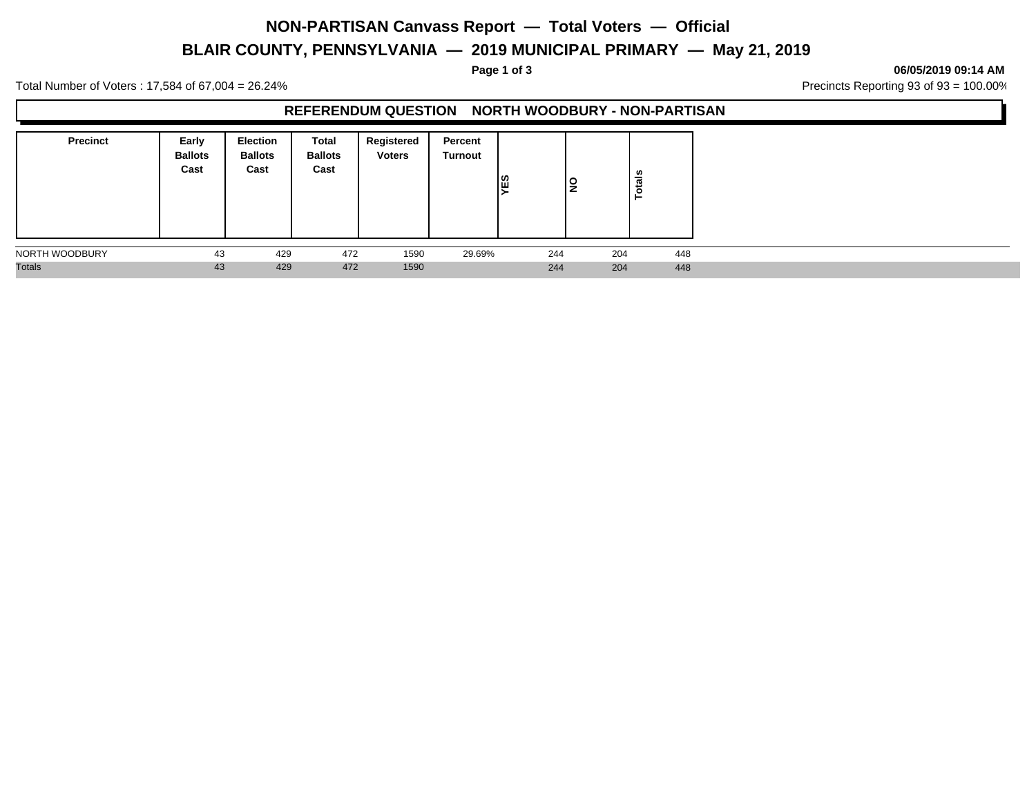# NON-PARTISAN Canvass Report — Total Voters — Official

## BLAIR COUNTY, PENNSYLVANIA — 2019 MUNICIPAL PRIMARY — May 21, 2019

**06/05/2019 09:14 AM**

Total Number of Voters : 17,584 of 67,004 = 26.24%

Precincts Reporting 93 of 93 = 100.00%

### REFERENDUM QUESTION NORTH WOODBURY - NON-PARTISAN

| Precinct | Early Ballots Cast | Election Ballots Cast | Total Ballots Cast | Registered Voters | Percent Turnout | YES | NO | Totals |
|---|---|---|---|---|---|---|---|---|
| NORTH WOODBURY | 43 | 429 | 472 | 1590 | 29.69% | 244 | 204 | 448 |
| Totals | 43 | 429 | 472 | 1590 | | 244 | 204 | 448 |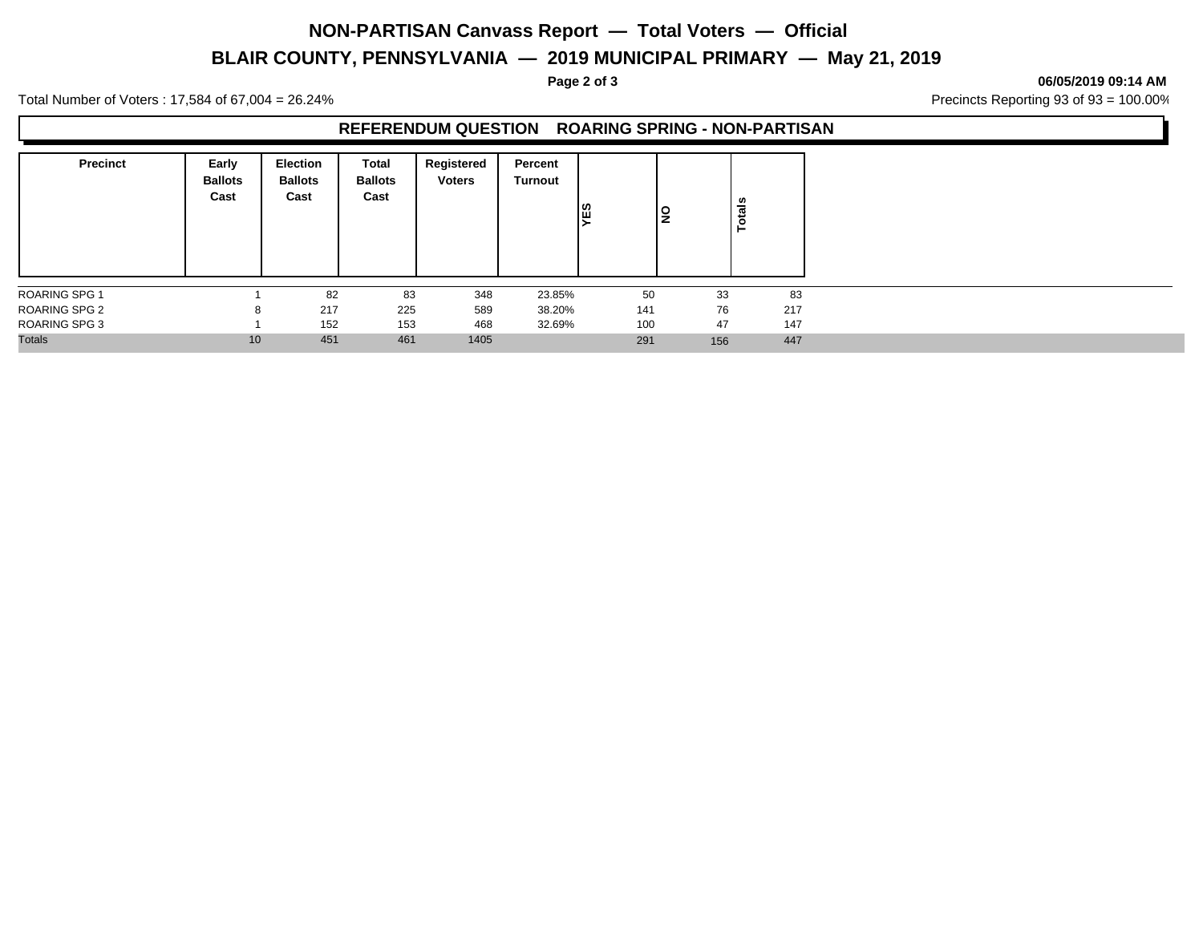# NON-PARTISAN Canvass Report — Total Voters — Official

## BLAIR COUNTY, PENNSYLVANIA — 2019 MUNICIPAL PRIMARY — May 21, 2019

06/05/2019 09:14 AM

Total Number of Voters : 17,584 of 67,004 = 26.24%

Precincts Reporting 93 of 93 = 100.00%

### REFERENDUM QUESTION ROARING SPRING - NON-PARTISAN

| Precinct | Early Ballots Cast | Election Ballots Cast | Total Ballots Cast | Registered Voters | Percent Turnout | YES | NO | Totals |
|---|---|---|---|---|---|---|---|---|
| ROARING SPG 1 | 1 | 82 | 83 | 348 | 23.85% | 50 | 33 | 83 |
| ROARING SPG 2 | 8 | 217 | 225 | 589 | 38.20% | 141 | 76 | 217 |
| ROARING SPG 3 | 1 | 152 | 153 | 468 | 32.69% | 100 | 47 | 147 |
| Totals | 10 | 451 | 461 | 1405 | | 291 | 156 | 447 |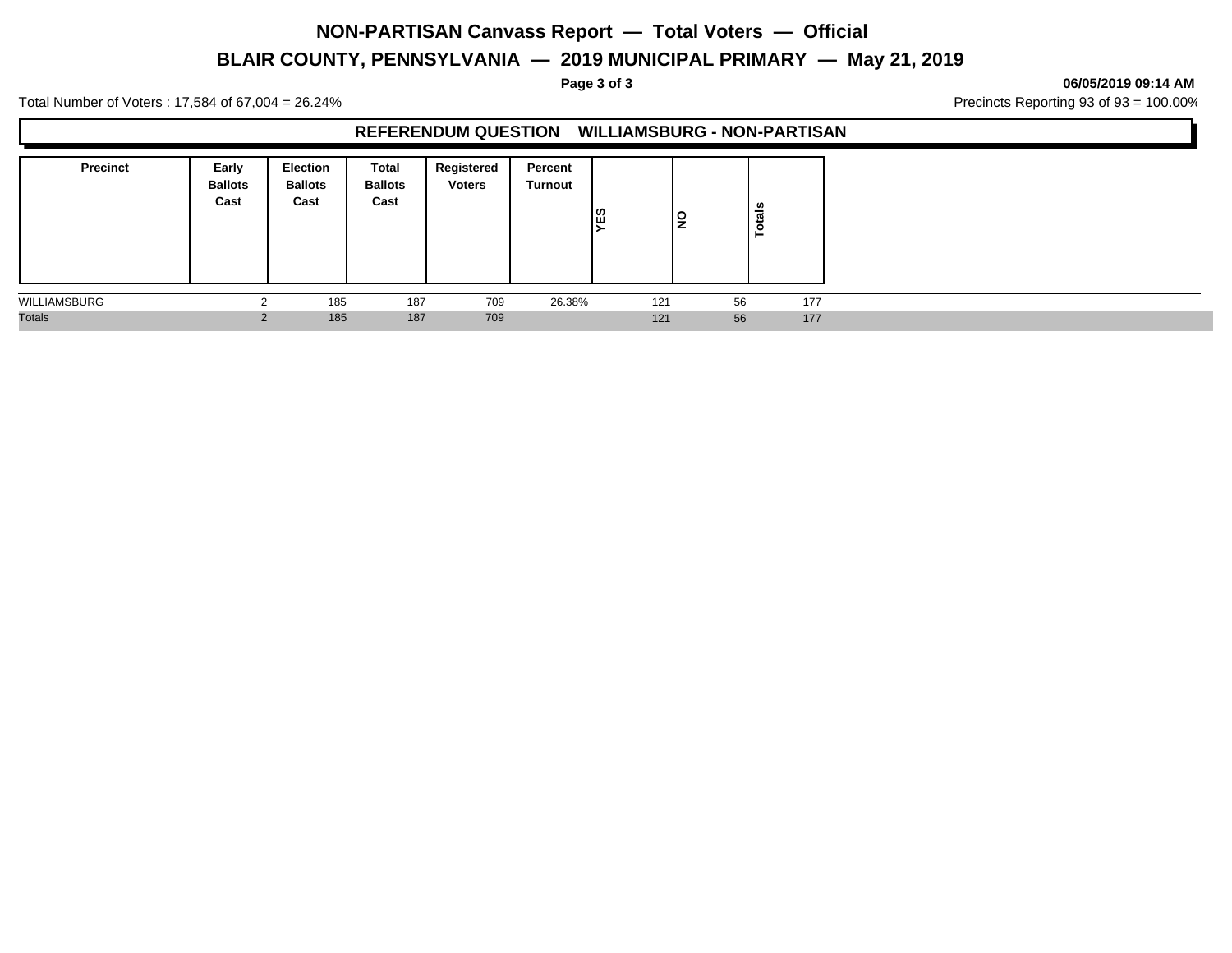# NON-PARTISAN Canvass Report — Total Voters — Official

## BLAIR COUNTY, PENNSYLVANIA — 2019 MUNICIPAL PRIMARY — May 21, 2019

06/05/2019 09:14 AM

Total Number of Voters : 17,584 of 67,004 = 26.24%

Precincts Reporting 93 of 93 = 100.00%

### REFERENDUM QUESTION WILLIAMSBURG - NON-PARTISAN

| Precinct | Early Ballots Cast | Election Ballots Cast | Total Ballots Cast | Registered Voters | Percent Turnout | YES | NO | Totals |
|---|---|---|---|---|---|---|---|---|
| WILLIAMSBURG | 2 | 185 | 187 | 709 | 26.38% | 121 | 56 | 177 |
| Totals | 2 | 185 | 187 | 709 | | 121 | 56 | 177 |